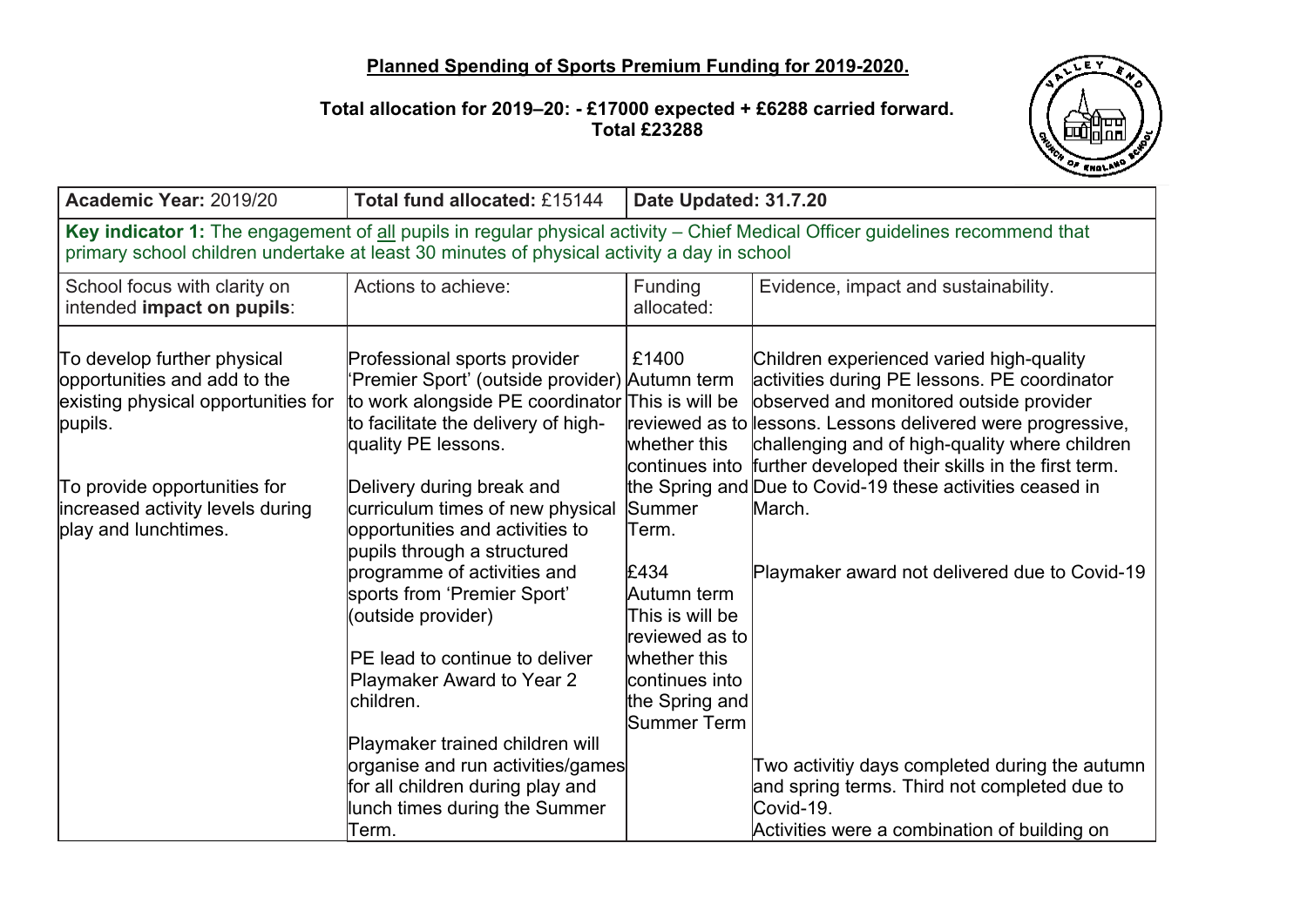**Planned Spending of Sports Premium Funding for 2019-2020.**

**Total allocation for 2019–20: - £17000 expected + £6288 carried forward.**
**Total £23288**

| **Academic Year:** 2019/20 | **Total fund allocated:** £15144 | **Date Updated: 31.7.20** | |
|---|---|---|---|
| **Key indicator 1:** The engagement of all pupils in regular physical activity – Chief Medical Officer guidelines recommend that primary school children undertake at least 30 minutes of physical activity a day in school | | | |
| School focus with clarity on intended **impact on pupils**: | Actions to achieve: | Funding allocated: | Evidence, impact and sustainability. |
| To develop further physical opportunities and add to the existing physical opportunities for pupils.<br><br>To provide opportunities for increased activity levels during play and lunchtimes. | Professional sports provider 'Premier Sport' (outside provider) to work alongside PE coordinator to facilitate the delivery of high-quality PE lessons.<br><br>Delivery during break and curriculum times of new physical opportunities and activities to pupils through a structured programme of activities and sports from 'Premier Sport' (outside provider)<br><br>PE lead to continue to deliver Playmaker Award to Year 2 children.<br><br>Playmaker trained children will organise and run activities/games for all children during play and lunch times during the Summer Term. | £1400 Autumn term This is will be reviewed as to whether this continues into the Spring and Summer Term.<br><br>£434 Autumn term This is will be reviewed as to whether this continues into the Spring and Summer Term | Children experienced varied high-quality activities during PE lessons. PE coordinator observed and monitored outside provider lessons. Lessons delivered were progressive, challenging and of high-quality where children further developed their skills in the first term. Due to Covid-19 these activities ceased in March.<br><br>Playmaker award not delivered due to Covid-19<br><br>Two activitiy days completed during the autumn and spring terms. Third not completed due to Covid-19.<br>Activities were a combination of building on |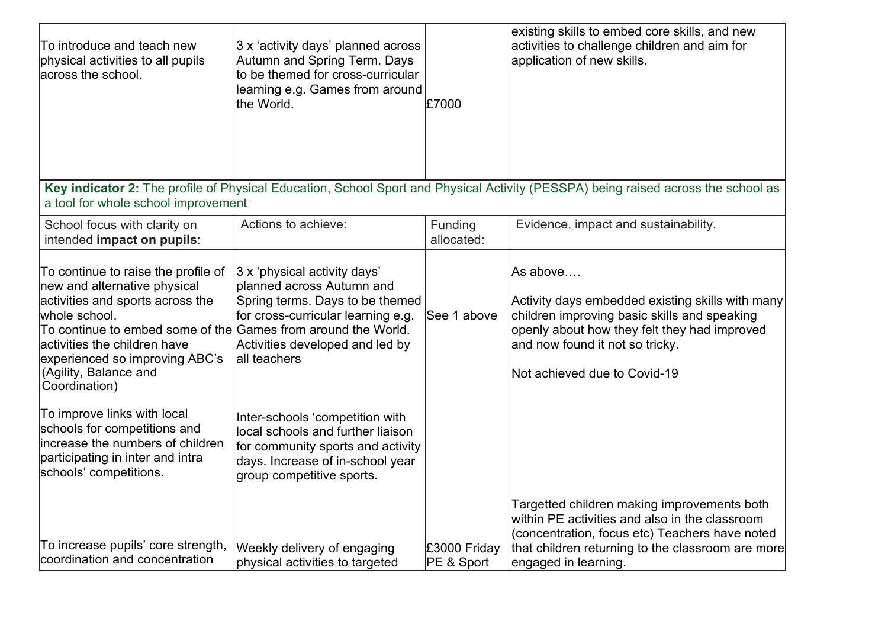| | | | |
|---|---|---|---|
| To introduce and teach new physical activities to all pupils across the school. | 3 x 'activity days' planned across Autumn and Spring Term. Days to be themed for cross-curricular learning e.g. Games from around the World. | £7000 | existing skills to embed core skills, and new activities to challenge children and aim for application of new skills. |

**Key indicator 2:** The profile of Physical Education, School Sport and Physical Activity (PESSPA) being raised across the school as a tool for whole school improvement

| School focus with clarity on intended **impact on pupils**: | Actions to achieve: | Funding allocated: | Evidence, impact and sustainability. |
|---|---|---|---|
| To continue to raise the profile of new and alternative physical activities and sports across the whole school.<br>To continue to embed some of the activities the children have experienced so improving ABC's (Agility, Balance and Coordination) | 3 x 'physical activity days' planned across Autumn and Spring terms. Days to be themed for cross-curricular learning e.g. Games from around the World. Activities developed and led by all teachers | See 1 above | As above….<br><br>Activity days embedded existing skills with many children improving basic skills and speaking openly about how they felt they had improved and now found it not so tricky. |
| To improve links with local schools for competitions and increase the numbers of children participating in inter and intra schools' competitions. | Inter-schools 'competition with local schools and further liaison for community sports and activity days. Increase of in-school year group competitive sports. | | Not achieved due to Covid-19 |
| To increase pupils' core strength, coordination and concentration | Weekly delivery of engaging physical activities to targeted | £3000 Friday PE & Sport | Targetted children making improvements both within PE activities and also in the classroom (concentration, focus etc) Teachers have noted that children returning to the classroom are more engaged in learning. |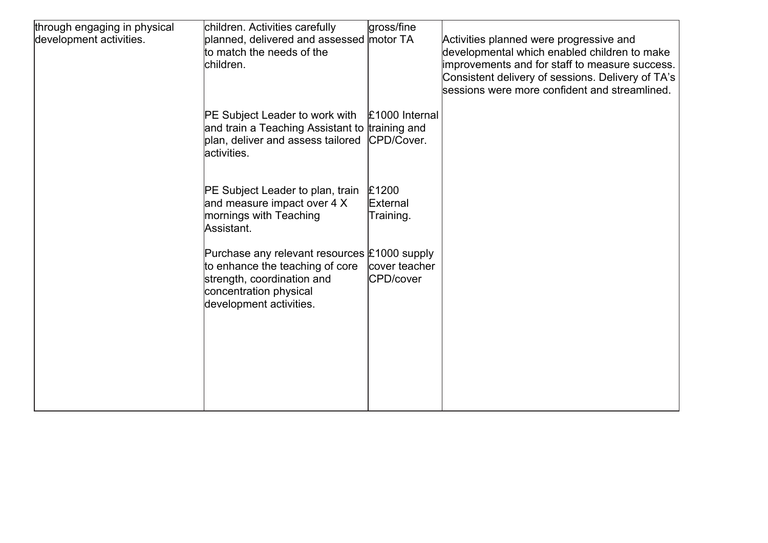| | | | |
|---|---|---|---|
| through engaging in physical development activities. | children. Activities carefully planned, delivered and assessed to match the needs of the children. | gross/fine motor TA | Activities planned were progressive and developmental which enabled children to make improvements and for staff to measure success. Consistent delivery of sessions. Delivery of TA's sessions were more confident and streamlined. |
| | PE Subject Leader to work with and train a Teaching Assistant to plan, deliver and assess tailored activities. | £1000 Internal training and CPD/Cover. | |
| | PE Subject Leader to plan, train and measure impact over 4 X mornings with Teaching Assistant. | £1200 External Training. | |
| | Purchase any relevant resources to enhance the teaching of core strength, coordination and concentration physical development activities. | £1000 supply cover teacher CPD/cover | |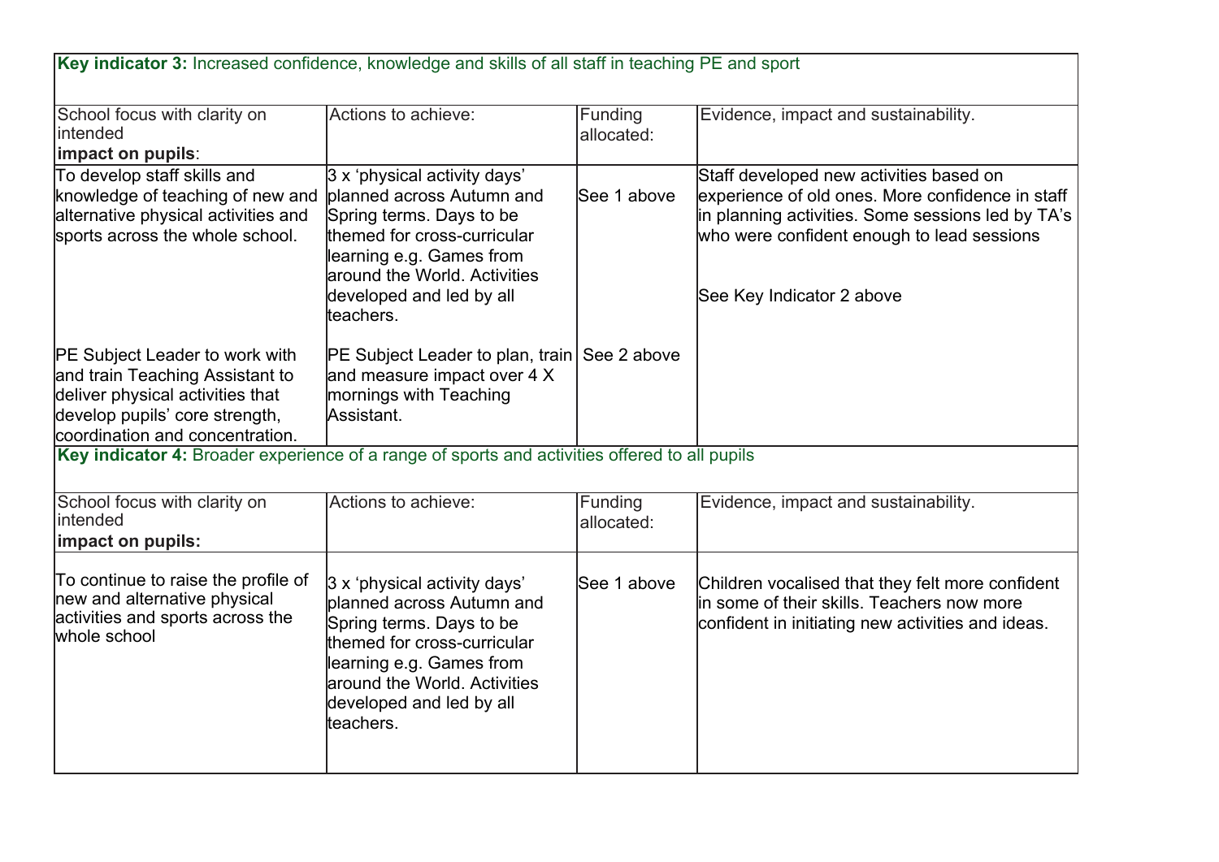**Key indicator 3:** Increased confidence, knowledge and skills of all staff in teaching PE and sport

| School focus with clarity on intended **impact on pupils**: | Actions to achieve: | Funding allocated: | Evidence, impact and sustainability. |
|---|---|---|---|
| To develop staff skills and knowledge of teaching of new and alternative physical activities and sports across the whole school. | 3 x 'physical activity days' planned across Autumn and Spring terms. Days to be themed for cross-curricular learning e.g. Games from around the World. Activities developed and led by all teachers. | See 1 above | Staff developed new activities based on experience of old ones. More confidence in staff in planning activities. Some sessions led by TA's who were confident enough to lead sessions<br><br>See Key Indicator 2 above |
| PE Subject Leader to work with and train Teaching Assistant to deliver physical activities that develop pupils' core strength, coordination and concentration. | PE Subject Leader to plan, train and measure impact over 4 X mornings with Teaching Assistant. | See 2 above | |

**Key indicator 4:** Broader experience of a range of sports and activities offered to all pupils

| School focus with clarity on intended **impact on pupils:** | Actions to achieve: | Funding allocated: | Evidence, impact and sustainability. |
|---|---|---|---|
| To continue to raise the profile of new and alternative physical activities and sports across the whole school | 3 x 'physical activity days' planned across Autumn and Spring terms. Days to be themed for cross-curricular learning e.g. Games from around the World. Activities developed and led by all teachers. | See 1 above | Children vocalised that they felt more confident in some of their skills. Teachers now more confident in initiating new activities and ideas. |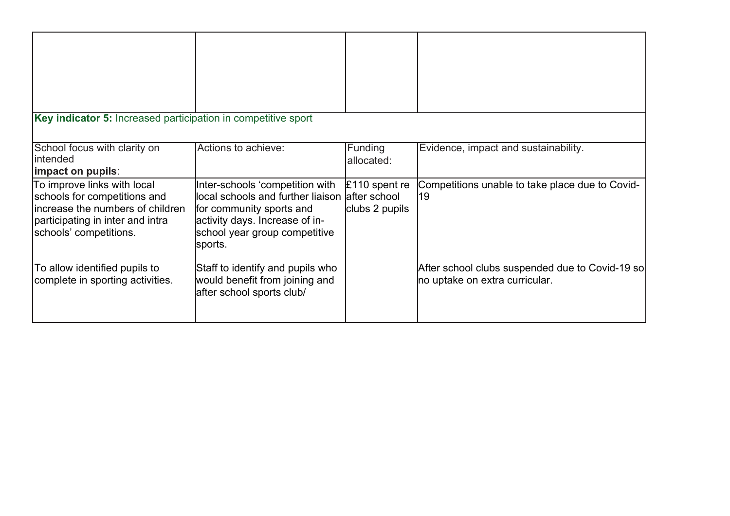| | | | |
|---|---|---|---|
| | | | |

**Key indicator 5:** Increased participation in competitive sport

| School focus with clarity on intended **impact on pupils**: | Actions to achieve: | Funding allocated: | Evidence, impact and sustainability. |
|---|---|---|---|
| To improve links with local schools for competitions and increase the numbers of children participating in inter and intra schools' competitions. | Inter-schools 'competition with local schools and further liaison for community sports and activity days. Increase of in-school year group competitive sports. | £110 spent re after school clubs 2 pupils | Competitions unable to take place due to Covid-19 |
| To allow identified pupils to complete in sporting activities. | Staff to identify and pupils who would benefit from joining and after school sports club/ | | After school clubs suspended due to Covid-19 so no uptake on extra curricular. |